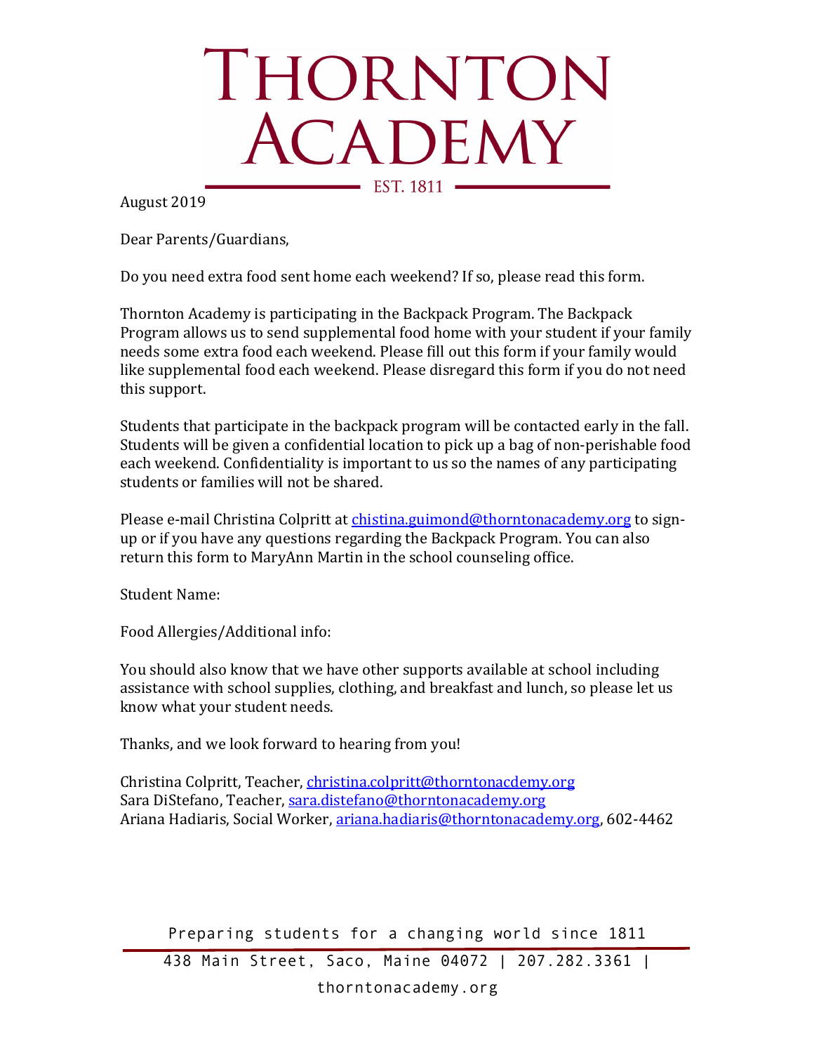# Thornton Academy

EST. 1811

August 2019

Dear Parents/Guardians,

Do you need extra food sent home each weekend? If so, please read this form.

Thornton Academy is participating in the Backpack Program. The Backpack Program allows us to send supplemental food home with your student if your family needs some extra food each weekend. Please fill out this form if your family would like supplemental food each weekend. Please disregard this form if you do not need this support.

Students that participate in the backpack program will be contacted early in the fall. Students will be given a confidential location to pick up a bag of non-perishable food each weekend. Confidentiality is important to us so the names of any participating students or families will not be shared.

Please e-mail Christina Colpritt at chistina.guimond@thorntonacademy.org to sign-up or if you have any questions regarding the Backpack Program. You can also return this form to MaryAnn Martin in the school counseling office.

Student Name:

Food Allergies/Additional info:

You should also know that we have other supports available at school including assistance with school supplies, clothing, and breakfast and lunch, so please let us know what your student needs.

Thanks, and we look forward to hearing from you!

Christina Colpritt, Teacher, christina.colpritt@thorntonacdemy.org
Sara DiStefano, Teacher, sara.distefano@thorntonacademy.org
Ariana Hadiaris, Social Worker, ariana.hadiaris@thorntonacademy.org, 602-4462

Preparing students for a changing world since 1811

438 Main Street, Saco, Maine 04072 | 207.282.3361 | thorntonacademy.org